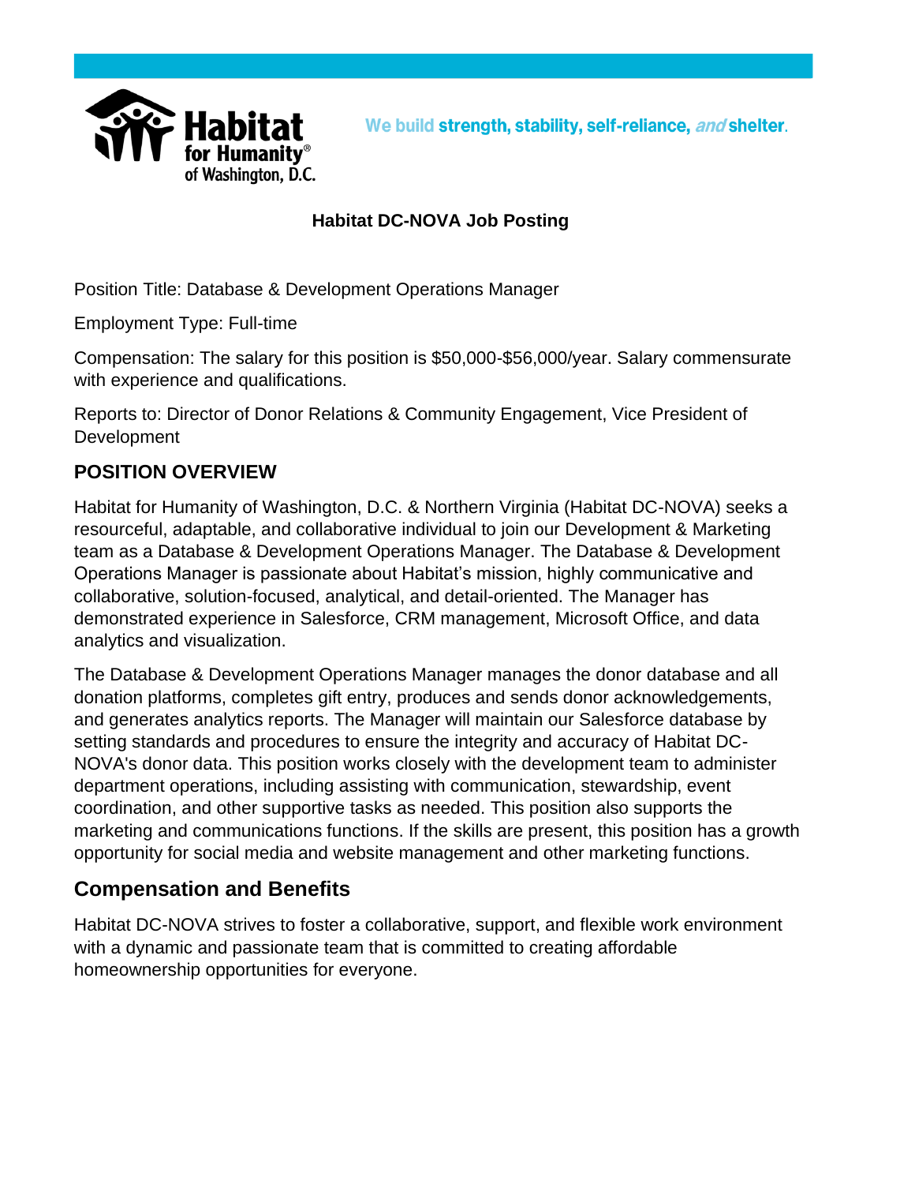Habitat for Humanity® of Washington, D.C.

We build strength, stability, self-reliance, *and* shelter.

**Habitat DC-NOVA Job Posting**

Position Title: Database & Development Operations Manager

Employment Type: Full-time

Compensation: The salary for this position is $50,000-$56,000/year. Salary commensurate with experience and qualifications.

Reports to: Director of Donor Relations & Community Engagement, Vice President of Development

## POSITION OVERVIEW

Habitat for Humanity of Washington, D.C. & Northern Virginia (Habitat DC-NOVA) seeks a resourceful, adaptable, and collaborative individual to join our Development & Marketing team as a Database & Development Operations Manager. The Database & Development Operations Manager is passionate about Habitat's mission, highly communicative and collaborative, solution-focused, analytical, and detail-oriented. The Manager has demonstrated experience in Salesforce, CRM management, Microsoft Office, and data analytics and visualization.

The Database & Development Operations Manager manages the donor database and all donation platforms, completes gift entry, produces and sends donor acknowledgements, and generates analytics reports. The Manager will maintain our Salesforce database by setting standards and procedures to ensure the integrity and accuracy of Habitat DC-NOVA's donor data. This position works closely with the development team to administer department operations, including assisting with communication, stewardship, event coordination, and other supportive tasks as needed. This position also supports the marketing and communications functions. If the skills are present, this position has a growth opportunity for social media and website management and other marketing functions.

## Compensation and Benefits

Habitat DC-NOVA strives to foster a collaborative, support, and flexible work environment with a dynamic and passionate team that is committed to creating affordable homeownership opportunities for everyone.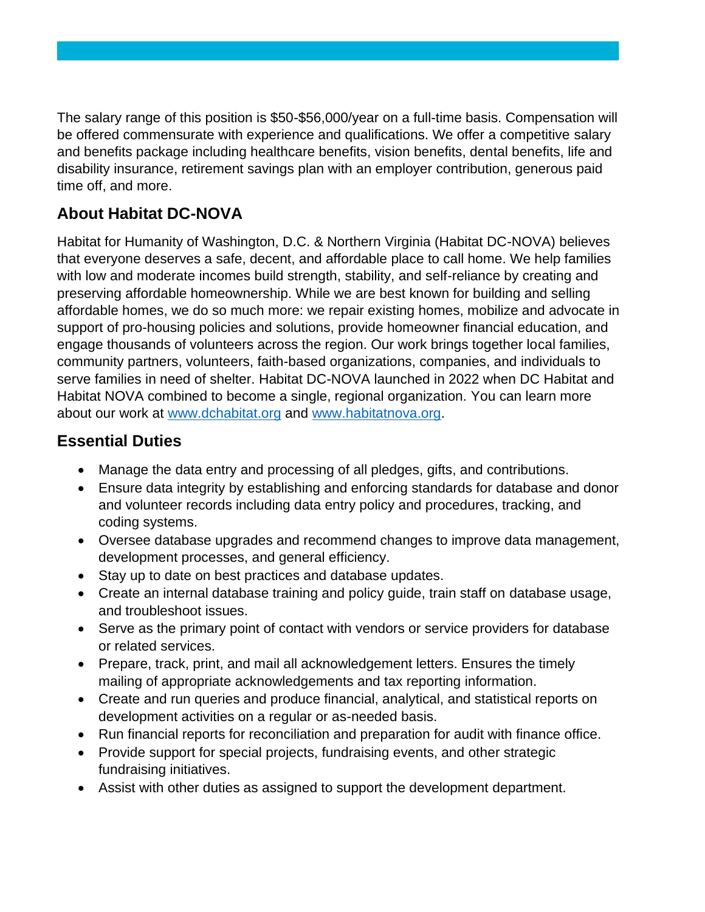The salary range of this position is $50-$56,000/year on a full-time basis. Compensation will be offered commensurate with experience and qualifications. We offer a competitive salary and benefits package including healthcare benefits, vision benefits, dental benefits, life and disability insurance, retirement savings plan with an employer contribution, generous paid time off, and more.

## About Habitat DC-NOVA

Habitat for Humanity of Washington, D.C. & Northern Virginia (Habitat DC-NOVA) believes that everyone deserves a safe, decent, and affordable place to call home. We help families with low and moderate incomes build strength, stability, and self-reliance by creating and preserving affordable homeownership. While we are best known for building and selling affordable homes, we do so much more: we repair existing homes, mobilize and advocate in support of pro-housing policies and solutions, provide homeowner financial education, and engage thousands of volunteers across the region. Our work brings together local families, community partners, volunteers, faith-based organizations, companies, and individuals to serve families in need of shelter. Habitat DC-NOVA launched in 2022 when DC Habitat and Habitat NOVA combined to become a single, regional organization. You can learn more about our work at [www.dchabitat.org](www.dchabitat.org) and [www.habitatnova.org](www.habitatnova.org).

## Essential Duties

- Manage the data entry and processing of all pledges, gifts, and contributions.
- Ensure data integrity by establishing and enforcing standards for database and donor and volunteer records including data entry policy and procedures, tracking, and coding systems.
- Oversee database upgrades and recommend changes to improve data management, development processes, and general efficiency.
- Stay up to date on best practices and database updates.
- Create an internal database training and policy guide, train staff on database usage, and troubleshoot issues.
- Serve as the primary point of contact with vendors or service providers for database or related services.
- Prepare, track, print, and mail all acknowledgement letters. Ensures the timely mailing of appropriate acknowledgements and tax reporting information.
- Create and run queries and produce financial, analytical, and statistical reports on development activities on a regular or as-needed basis.
- Run financial reports for reconciliation and preparation for audit with finance office.
- Provide support for special projects, fundraising events, and other strategic fundraising initiatives.
- Assist with other duties as assigned to support the development department.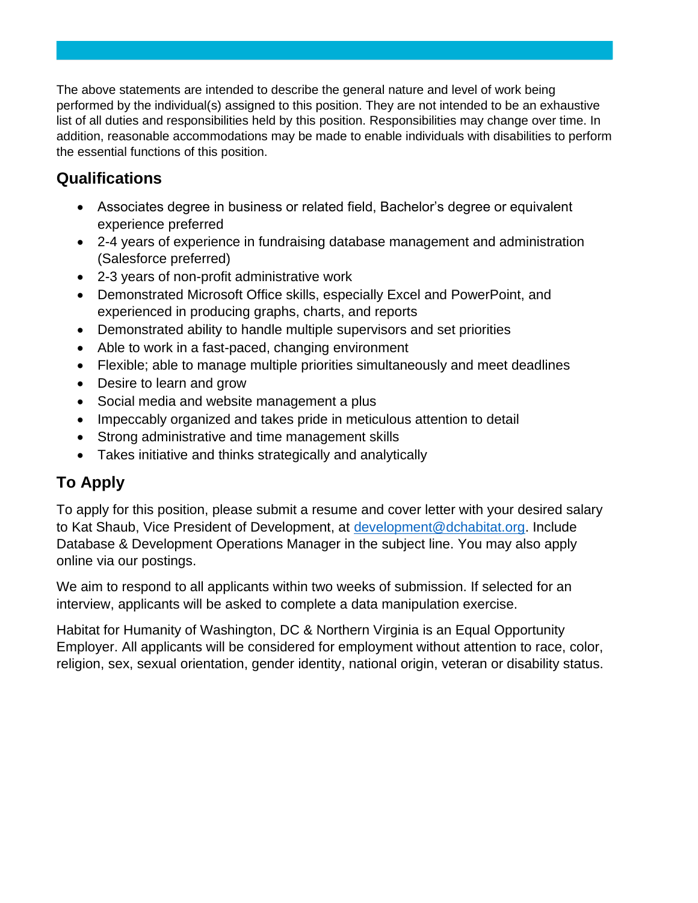The above statements are intended to describe the general nature and level of work being performed by the individual(s) assigned to this position. They are not intended to be an exhaustive list of all duties and responsibilities held by this position. Responsibilities may change over time. In addition, reasonable accommodations may be made to enable individuals with disabilities to perform the essential functions of this position.

## Qualifications

- Associates degree in business or related field, Bachelor's degree or equivalent experience preferred
- 2-4 years of experience in fundraising database management and administration (Salesforce preferred)
- 2-3 years of non-profit administrative work
- Demonstrated Microsoft Office skills, especially Excel and PowerPoint, and experienced in producing graphs, charts, and reports
- Demonstrated ability to handle multiple supervisors and set priorities
- Able to work in a fast-paced, changing environment
- Flexible; able to manage multiple priorities simultaneously and meet deadlines
- Desire to learn and grow
- Social media and website management a plus
- Impeccably organized and takes pride in meticulous attention to detail
- Strong administrative and time management skills
- Takes initiative and thinks strategically and analytically

## To Apply

To apply for this position, please submit a resume and cover letter with your desired salary to Kat Shaub, Vice President of Development, at development@dchabitat.org. Include Database & Development Operations Manager in the subject line. You may also apply online via our postings.

We aim to respond to all applicants within two weeks of submission. If selected for an interview, applicants will be asked to complete a data manipulation exercise.

Habitat for Humanity of Washington, DC & Northern Virginia is an Equal Opportunity Employer. All applicants will be considered for employment without attention to race, color, religion, sex, sexual orientation, gender identity, national origin, veteran or disability status.